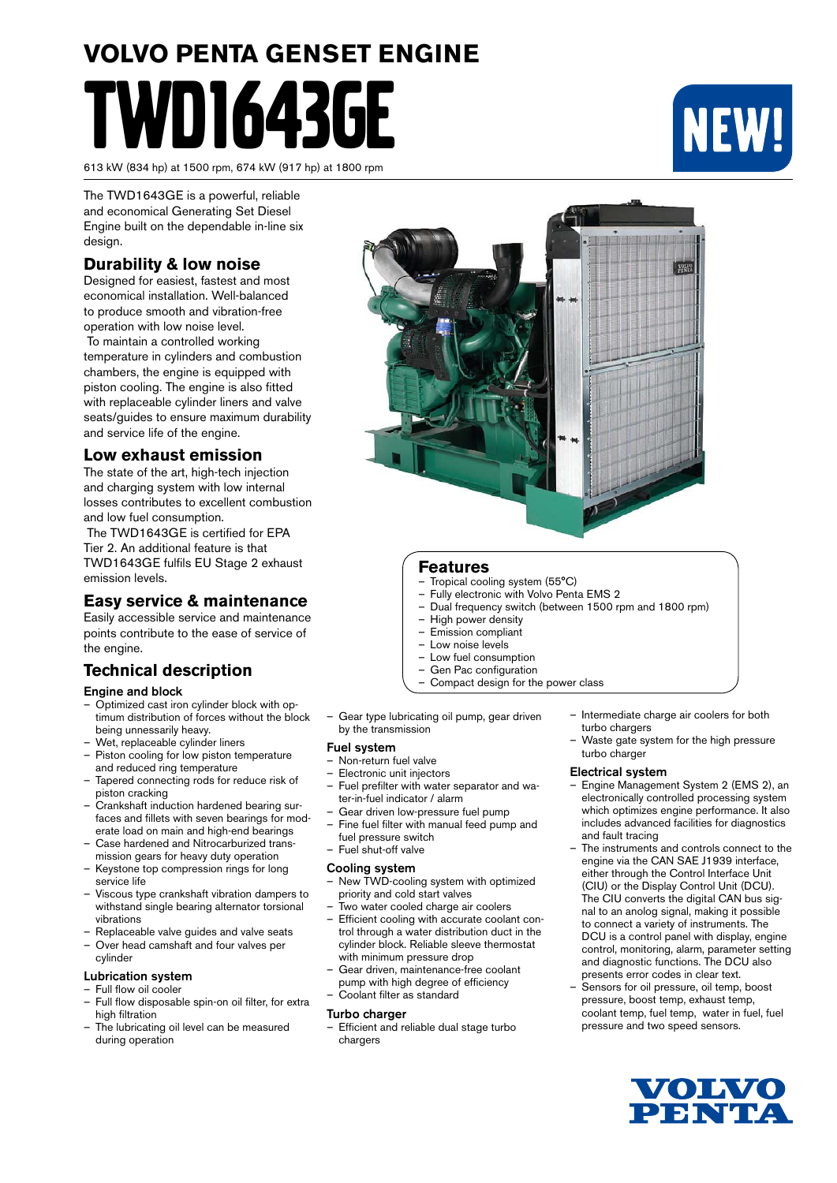# VOLVO PENTA GENSET ENGINE

# TWD1643GE

NEW!

613 kW (834 hp) at 1500 rpm, 674 kW (917 hp) at 1800 rpm

The TWD1643GE is a powerful, reliable and economical Generating Set Diesel Engine built on the dependable in-line six design.

## Durability & low noise

Designed for easiest, fastest and most economical installation. Well-balanced to produce smooth and vibration-free operation with low noise level.

To maintain a controlled working temperature in cylinders and combustion chambers, the engine is equipped with piston cooling. The engine is also fitted with replaceable cylinder liners and valve seats/guides to ensure maximum durability and service life of the engine.

## Low exhaust emission

The state of the art, high-tech injection and charging system with low internal losses contributes to excellent combustion and low fuel consumption.

The TWD1643GE is certified for EPA Tier 2. An additional feature is that TWD1643GE fulfils EU Stage 2 exhaust emission levels.

## Easy service & maintenance

Easily accessible service and maintenance points contribute to the ease of service of the engine.

## Features

- Tropical cooling system (55°C)
- Fully electronic with Volvo Penta EMS 2
- Dual frequency switch (between 1500 rpm and 1800 rpm)
- High power density
- Emission compliant
- Low noise levels
- Low fuel consumption
- Gen Pac configuration
- Compact design for the power class

## Technical description

### Engine and block

- Optimized cast iron cylinder block with optimum distribution of forces without the block being unnessarily heavy.
- Wet, replaceable cylinder liners
- Piston cooling for low piston temperature and reduced ring temperature
- Tapered connecting rods for reduce risk of piston cracking
- Crankshaft induction hardened bearing surfaces and fillets with seven bearings for moderate load on main and high-end bearings
- Case hardened and Nitrocarburized transmission gears for heavy duty operation
- Keystone top compression rings for long service life
- Viscous type crankshaft vibration dampers to withstand single bearing alternator torsional vibrations
- Replaceable valve guides and valve seats
- Over head camshaft and four valves per cylinder

### Lubrication system

- Full flow oil cooler
- Full flow disposable spin-on oil filter, for extra high filtration
- The lubricating oil level can be measured during operation
- Gear type lubricating oil pump, gear driven by the transmission

### Fuel system

- Non-return fuel valve
- Electronic unit injectors
- Fuel prefilter with water separator and water-in-fuel indicator / alarm
- Gear driven low-pressure fuel pump
- Fine fuel filter with manual feed pump and fuel pressure switch
- Fuel shut-off valve

### Cooling system

- New TWD-cooling system with optimized priority and cold start valves
- Two water cooled charge air coolers
- Efficient cooling with accurate coolant control through a water distribution duct in the cylinder block. Reliable sleeve thermostat with minimum pressure drop
- Gear driven, maintenance-free coolant pump with high degree of efficiency
- Coolant filter as standard

### Turbo charger

- Efficient and reliable dual stage turbo chargers
- Intermediate charge air coolers for both turbo chargers
- Waste gate system for the high pressure turbo charger

### Electrical system

- Engine Management System 2 (EMS 2), an electronically controlled processing system which optimizes engine performance. It also includes advanced facilities for diagnostics and fault tracing
- The instruments and controls connect to the engine via the CAN SAE J1939 interface, either through the Control Interface Unit (CIU) or the Display Control Unit (DCU). The CIU converts the digital CAN bus signal to an anolog signal, making it possible to connect a variety of instruments. The DCU is a control panel with display, engine control, monitoring, alarm, parameter setting and diagnostic functions. The DCU also presents error codes in clear text.
- Sensors for oil pressure, oil temp, boost pressure, boost temp, exhaust temp, coolant temp, fuel temp, water in fuel, fuel pressure and two speed sensors.

VOLVO PENTA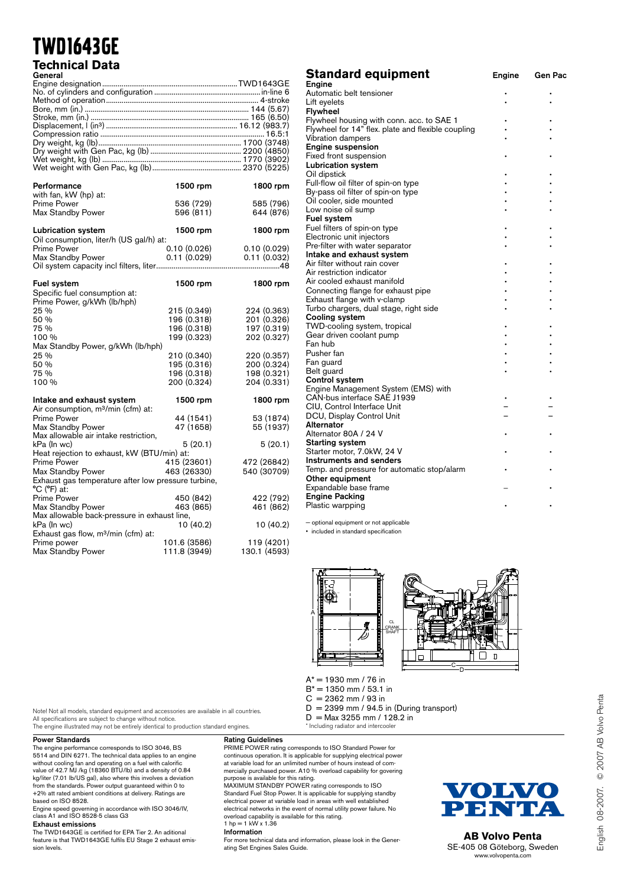# TWD1643GE

## Technical Data

### General

| | |
|---|---|
| Engine designation | TWD1643GE |
| No. of cylinders and configuration | in-line 6 |
| Method of operation | 4-stroke |
| Bore, mm (in.) | 144 (5.67) |
| Stroke, mm (in.) | 165 (6.50) |
| Displacement, l (in³) | 16.12 (983.7) |
| Compression ratio | 16.5:1 |
| Dry weight, kg (lb) | 1700 (3748) |
| Dry weight with Gen Pac, kg (lb) | 2200 (4850) |
| Wet weight, kg (lb) | 1770 (3902) |
| Wet weight with Gen Pac, kg (lb) | 2370 (5225) |

| **Performance** | **1500 rpm** | **1800 rpm** |
|---|---|---|
| with fan, kW (hp) at: | | |
| Prime Power | 536 (729) | 585 (796) |
| Max Standby Power | 596 (811) | 644 (876) |

| **Lubrication system** | **1500 rpm** | **1800 rpm** |
|---|---|---|
| Oil consumption, liter/h (US gal/h) at: | | |
| Prime Power | 0.10 (0.026) | 0.10 (0.029) |
| Max Standby Power | 0.11 (0.029) | 0.11 (0.032) |
| Oil system capacity incl filters, liter | | 48 |

| **Fuel system** | **1500 rpm** | **1800 rpm** |
|---|---|---|
| Specific fuel consumption at: | | |
| Prime Power, g/kWh (lb/hph) | | |
| 25 % | 215 (0.349) | 224 (0.363) |
| 50 % | 196 (0.318) | 201 (0.326) |
| 75 % | 196 (0.318) | 197 (0.319) |
| 100 % | 199 (0.323) | 202 (0.327) |
| Max Standby Power, g/kWh (lb/hph) | | |
| 25 % | 210 (0.340) | 220 (0.357) |
| 50 % | 195 (0.316) | 200 (0.324) |
| 75 % | 196 (0.318) | 198 (0.321) |
| 100 % | 200 (0.324) | 204 (0.331) |

| **Intake and exhaust system** | **1500 rpm** | **1800 rpm** |
|---|---|---|
| Air consumption, m³/min (cfm) at: | | |
| Prime Power | 44 (1541) | 53 (1874) |
| Max Standby Power | 47 (1658) | 55 (1937) |
| Max allowable air intake restriction, kPa (In wc) | 5 (20.1) | 5 (20.1) |
| Heat rejection to exhaust, kW (BTU/min) at: | | |
| Prime Power | 415 (23601) | 472 (26842) |
| Max Standby Power | 463 (26330) | 540 (30709) |
| Exhaust gas temperature after low pressure turbine, °C (°F) at: | | |
| Prime Power | 450 (842) | 422 (792) |
| Max Standby Power | 463 (865) | 461 (862) |
| Max allowable back-pressure in exhaust line, kPa (In wc) | 10 (40.2) | 10 (40.2) |
| Exhaust gas flow, m³/min (cfm) at: | | |
| Prime power | 101.6 (3586) | 119 (4201) |
| Max Standby Power | 111.8 (3949) | 130.1 (4593) |

## Standard equipment

| | Engine | Gen Pac |
|---|---|---|
| **Engine** | | |
| Automatic belt tensioner | • | • |
| Lift eyelets | • | • |
| **Flywheel** | | |
| Flywheel housing with conn. acc. to SAE 1 | • | • |
| Flywheel for 14" flex. plate and flexible coupling | • | • |
| Vibration dampers | • | • |
| **Engine suspension** | | |
| Fixed front suspension | • | • |
| **Lubrication system** | | |
| Oil dipstick | • | • |
| Full-flow oil filter of spin-on type | • | • |
| By-pass oil filter of spin-on type | • | • |
| Oil cooler, side mounted | • | • |
| Low noise oil sump | • | • |
| **Fuel system** | | |
| Fuel filters of spin-on type | • | • |
| Electronic unit injectors | • | • |
| Pre-filter with water separator | • | • |
| **Intake and exhaust system** | | |
| Air filter without rain cover | • | • |
| Air restriction indicator | • | • |
| Air cooled exhaust manifold | • | • |
| Connecting flange for exhaust pipe | • | • |
| Exhaust flange with v-clamp | • | • |
| Turbo chargers, dual stage, right side | • | • |
| **Cooling system** | | |
| TWD-cooling system, tropical | • | • |
| Gear driven coolant pump | • | • |
| Fan hub | • | • |
| Pusher fan | • | • |
| Fan guard | • | • |
| Belt guard | • | • |
| **Control system** | | |
| Engine Management System (EMS) with CAN-bus interface SAE J1939 | • | • |
| CIU, Control Interface Unit | – | – |
| DCU, Display Control Unit | – | – |
| **Alternator** | | |
| Alternator 80A / 24 V | • | • |
| **Starting system** | | |
| Starter motor, 7.0kW, 24 V | • | • |
| **Instruments and senders** | | |
| Temp. and pressure for automatic stop/alarm | • | • |
| **Other equipment** | | |
| Expandable base frame | – | • |
| **Engine Packing** | | |
| Plastic warpping | • | • |

– optional equipment or not applicable
• included in standard specification

A CL CRANK SHAFT B C D

A* = 1930 mm / 76 in
B* = 1350 mm / 53.1 in
C = 2362 mm / 93 in
D = 2399 mm / 94.5 in (During transport)
D = Max 3255 mm / 128.2 in
* Including radiator and intercooler

Note! Not all models, standard equipment and accessories are available in all countries.
All specifications are subject to change without notice.
The engine illustrated may not be entirely identical to production standard engines.

### Power Standards

The engine performance corresponds to ISO 3046, BS 5514 and DIN 6271. The technical data applies to an engine without cooling fan and operating on a fuel with calorific value of 42.7 MJ /kg (18360 BTU/lb) and a density of 0.84 kg/liter (7.01 lb/US gal), also where this involves a deviation from the standards. Power output guaranteed within 0 to +2% att rated ambient conditions at delivery. Ratings are based on ISO 8528.
Engine speed governing in accordance with ISO 3046/IV, class A1 and ISO 8528-5 class G3

### Exhaust emissions

The TWD1643GE is certified for EPA Tier 2. An aditional feature is that TWD1643GE fulfils EU Stage 2 exhaust emission levels.

### Rating Guidelines

PRIME POWER rating corresponds to ISO Standard Power for continuous operation. It is applicable for supplying electrical power at variable load for an unlimited number of hours instead of commercially purchased power. A10 % overload capability for govering purpose is available for this rating.
MAXIMUM STANDBY POWER rating corresponds to ISO Standard Fuel Stop Power. It is applicable for supplying standby electrical power at variable load in areas with well established electrical networks in the event of normal utility power failure. No overload capability is available for this rating.
1 hp = 1 kW x 1.36

### Information

For more technical data and information, please look in the Generating Set Engines Sales Guide.

VOLVO PENTA

**AB Volvo Penta**
SE-405 08 Göteborg, Sweden
www.volvopenta.com

English 08-2007. © 2007 AB Volvo Penta